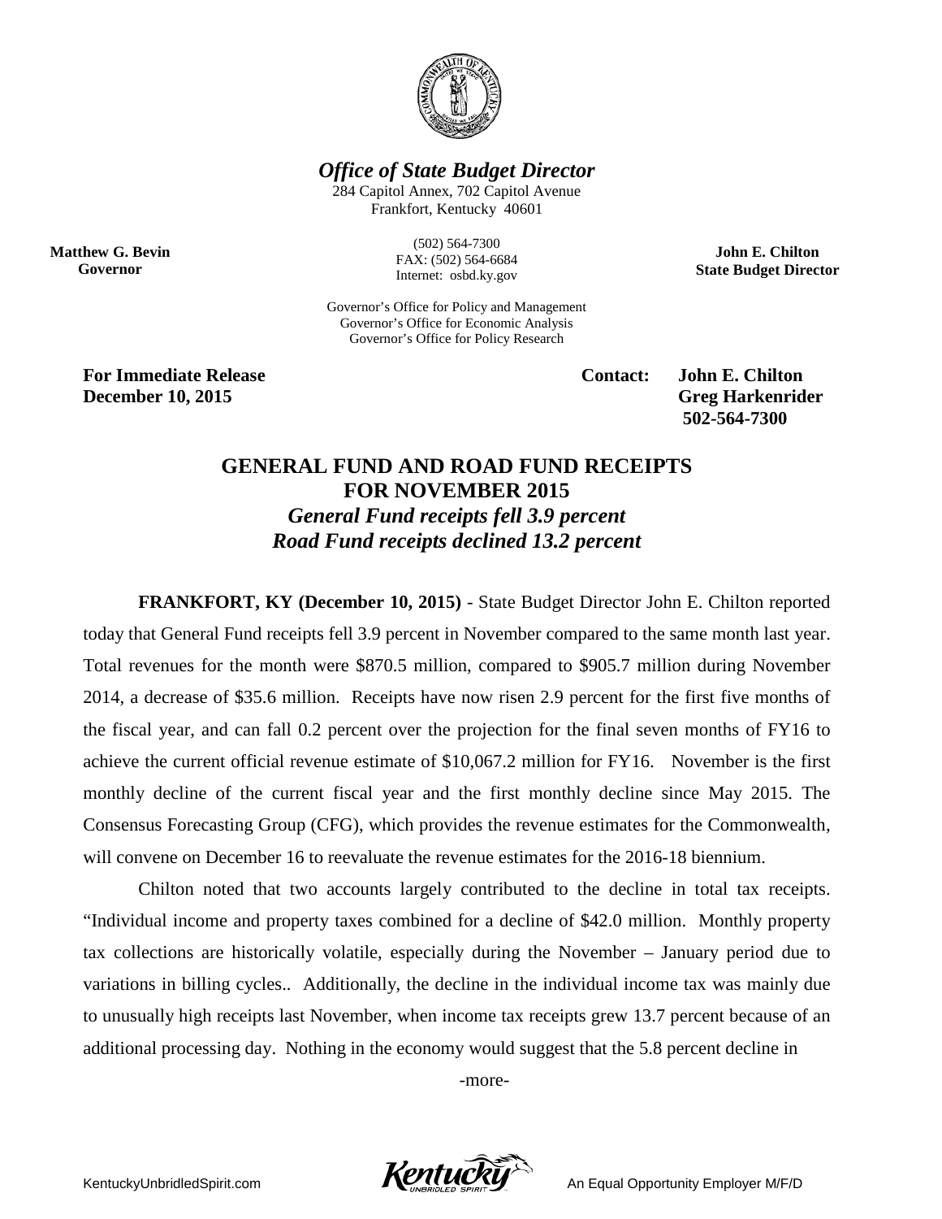# *Office of State Budget Director*

284 Capitol Annex, 702 Capitol Avenue
Frankfort, Kentucky 40601

(502) 564-7300
FAX: (502) 564-6684
Internet: osbd.ky.gov

Governor's Office for Policy and Management
Governor's Office for Economic Analysis
Governor's Office for Policy Research

**Matthew G. Bevin**
**Governor**

**John E. Chilton**
**State Budget Director**

**For Immediate Release**
**December 10, 2015**

**Contact: John E. Chilton**
**Greg Harkenrider**
**502-564-7300**

## GENERAL FUND AND ROAD FUND RECEIPTS FOR NOVEMBER 2015

### *General Fund receipts fell 3.9 percent*
### *Road Fund receipts declined 13.2 percent*

**FRANKFORT, KY (December 10, 2015)** - State Budget Director John E. Chilton reported today that General Fund receipts fell 3.9 percent in November compared to the same month last year. Total revenues for the month were $870.5 million, compared to $905.7 million during November 2014, a decrease of $35.6 million. Receipts have now risen 2.9 percent for the first five months of the fiscal year, and can fall 0.2 percent over the projection for the final seven months of FY16 to achieve the current official revenue estimate of $10,067.2 million for FY16. November is the first monthly decline of the current fiscal year and the first monthly decline since May 2015. The Consensus Forecasting Group (CFG), which provides the revenue estimates for the Commonwealth, will convene on December 16 to reevaluate the revenue estimates for the 2016-18 biennium.

Chilton noted that two accounts largely contributed to the decline in total tax receipts. "Individual income and property taxes combined for a decline of $42.0 million. Monthly property tax collections are historically volatile, especially during the November – January period due to variations in billing cycles.. Additionally, the decline in the individual income tax was mainly due to unusually high receipts last November, when income tax receipts grew 13.7 percent because of an additional processing day. Nothing in the economy would suggest that the 5.8 percent decline in

-more-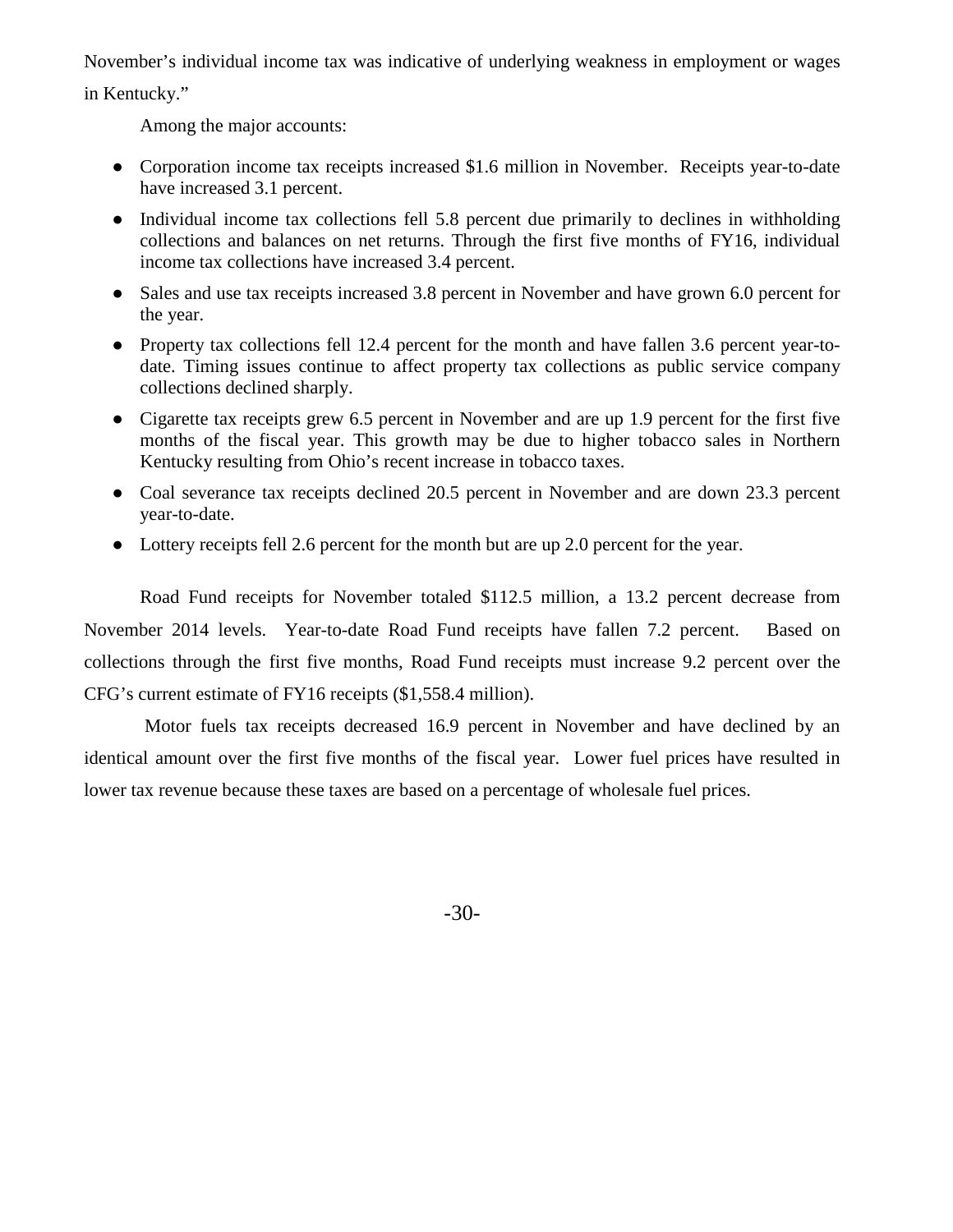November's individual income tax was indicative of underlying weakness in employment or wages in Kentucky."

Among the major accounts:

- Corporation income tax receipts increased $1.6 million in November. Receipts year-to-date have increased 3.1 percent.
- Individual income tax collections fell 5.8 percent due primarily to declines in withholding collections and balances on net returns. Through the first five months of FY16, individual income tax collections have increased 3.4 percent.
- Sales and use tax receipts increased 3.8 percent in November and have grown 6.0 percent for the year.
- Property tax collections fell 12.4 percent for the month and have fallen 3.6 percent year-to-date. Timing issues continue to affect property tax collections as public service company collections declined sharply.
- Cigarette tax receipts grew 6.5 percent in November and are up 1.9 percent for the first five months of the fiscal year. This growth may be due to higher tobacco sales in Northern Kentucky resulting from Ohio's recent increase in tobacco taxes.
- Coal severance tax receipts declined 20.5 percent in November and are down 23.3 percent year-to-date.
- Lottery receipts fell 2.6 percent for the month but are up 2.0 percent for the year.

Road Fund receipts for November totaled $112.5 million, a 13.2 percent decrease from November 2014 levels. Year-to-date Road Fund receipts have fallen 7.2 percent. Based on collections through the first five months, Road Fund receipts must increase 9.2 percent over the CFG's current estimate of FY16 receipts ($1,558.4 million).

Motor fuels tax receipts decreased 16.9 percent in November and have declined by an identical amount over the first five months of the fiscal year. Lower fuel prices have resulted in lower tax revenue because these taxes are based on a percentage of wholesale fuel prices.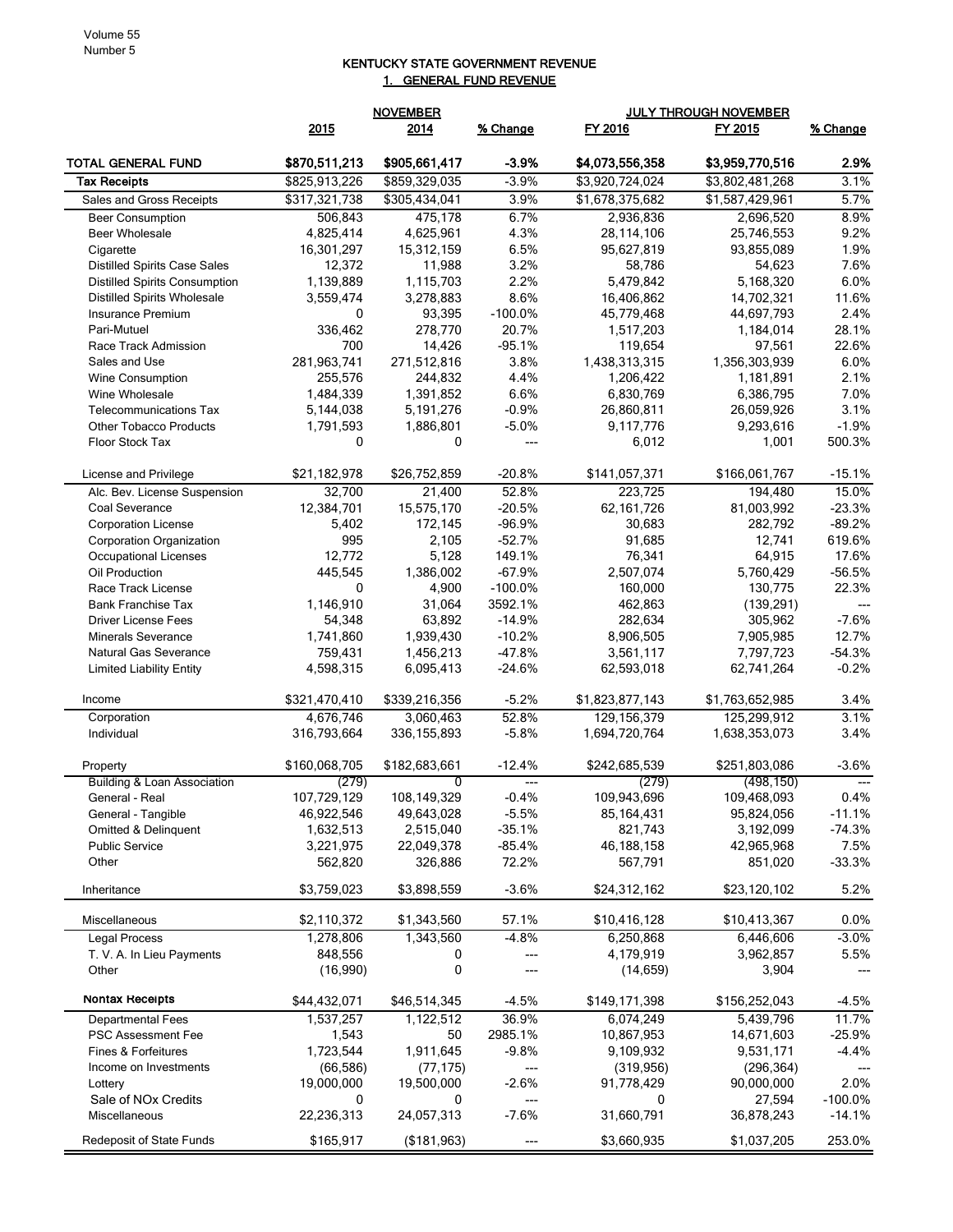## KENTUCKY STATE GOVERNMENT REVENUE

### 1. GENERAL FUND REVENUE

| | NOVEMBER | | | JULY THROUGH NOVEMBER | | |
|---|---|---|---|---|---|---|
| | 2015 | 2014 | % Change | FY 2016 | FY 2015 | % Change |
| **TOTAL GENERAL FUND** | **$870,511,213** | **$905,661,417** | **-3.9%** | **$4,073,556,358** | **$3,959,770,516** | **2.9%** |
| **Tax Receipts** | $825,913,226 | $859,329,035 | -3.9% | $3,920,724,024 | $3,802,481,268 | 3.1% |
| Sales and Gross Receipts | $317,321,738 | $305,434,041 | 3.9% | $1,678,375,682 | $1,587,429,961 | 5.7% |
| Beer Consumption | 506,843 | 475,178 | 6.7% | 2,936,836 | 2,696,520 | 8.9% |
| Beer Wholesale | 4,825,414 | 4,625,961 | 4.3% | 28,114,106 | 25,746,553 | 9.2% |
| Cigarette | 16,301,297 | 15,312,159 | 6.5% | 95,627,819 | 93,855,089 | 1.9% |
| Distilled Spirits Case Sales | 12,372 | 11,988 | 3.2% | 58,786 | 54,623 | 7.6% |
| Distilled Spirits Consumption | 1,139,889 | 1,115,703 | 2.2% | 5,479,842 | 5,168,320 | 6.0% |
| Distilled Spirits Wholesale | 3,559,474 | 3,278,883 | 8.6% | 16,406,862 | 14,702,321 | 11.6% |
| Insurance Premium | 0 | 93,395 | -100.0% | 45,779,468 | 44,697,793 | 2.4% |
| Pari-Mutuel | 336,462 | 278,770 | 20.7% | 1,517,203 | 1,184,014 | 28.1% |
| Race Track Admission | 700 | 14,426 | -95.1% | 119,654 | 97,561 | 22.6% |
| Sales and Use | 281,963,741 | 271,512,816 | 3.8% | 1,438,313,315 | 1,356,303,939 | 6.0% |
| Wine Consumption | 255,576 | 244,832 | 4.4% | 1,206,422 | 1,181,891 | 2.1% |
| Wine Wholesale | 1,484,339 | 1,391,852 | 6.6% | 6,830,769 | 6,386,795 | 7.0% |
| Telecommunications Tax | 5,144,038 | 5,191,276 | -0.9% | 26,860,811 | 26,059,926 | 3.1% |
| Other Tobacco Products | 1,791,593 | 1,886,801 | -5.0% | 9,117,776 | 9,293,616 | -1.9% |
| Floor Stock Tax | 0 | 0 | --- | 6,012 | 1,001 | 500.3% |
| License and Privilege | $21,182,978 | $26,752,859 | -20.8% | $141,057,371 | $166,061,767 | -15.1% |
| Alc. Bev. License Suspension | 32,700 | 21,400 | 52.8% | 223,725 | 194,480 | 15.0% |
| Coal Severance | 12,384,701 | 15,575,170 | -20.5% | 62,161,726 | 81,003,992 | -23.3% |
| Corporation License | 5,402 | 172,145 | -96.9% | 30,683 | 282,792 | -89.2% |
| Corporation Organization | 995 | 2,105 | -52.7% | 91,685 | 12,741 | 619.6% |
| Occupational Licenses | 12,772 | 5,128 | 149.1% | 76,341 | 64,915 | 17.6% |
| Oil Production | 445,545 | 1,386,002 | -67.9% | 2,507,074 | 5,760,429 | -56.5% |
| Race Track License | 0 | 4,900 | -100.0% | 160,000 | 130,775 | 22.3% |
| Bank Franchise Tax | 1,146,910 | 31,064 | 3592.1% | 462,863 | (139,291) | --- |
| Driver License Fees | 54,348 | 63,892 | -14.9% | 282,634 | 305,962 | -7.6% |
| Minerals Severance | 1,741,860 | 1,939,430 | -10.2% | 8,906,505 | 7,905,985 | 12.7% |
| Natural Gas Severance | 759,431 | 1,456,213 | -47.8% | 3,561,117 | 7,797,723 | -54.3% |
| Limited Liability Entity | 4,598,315 | 6,095,413 | -24.6% | 62,593,018 | 62,741,264 | -0.2% |
| Income | $321,470,410 | $339,216,356 | -5.2% | $1,823,877,143 | $1,763,652,985 | 3.4% |
| Corporation | 4,676,746 | 3,060,463 | 52.8% | 129,156,379 | 125,299,912 | 3.1% |
| Individual | 316,793,664 | 336,155,893 | -5.8% | 1,694,720,764 | 1,638,353,073 | 3.4% |
| Property | $160,068,705 | $182,683,661 | -12.4% | $242,685,539 | $251,803,086 | -3.6% |
| Building & Loan Association | (279) | 0 | --- | (279) | (498,150) | --- |
| General - Real | 107,729,129 | 108,149,329 | -0.4% | 109,943,696 | 109,468,093 | 0.4% |
| General - Tangible | 46,922,546 | 49,643,028 | -5.5% | 85,164,431 | 95,824,056 | -11.1% |
| Omitted & Delinquent | 1,632,513 | 2,515,040 | -35.1% | 821,743 | 3,192,099 | -74.3% |
| Public Service | 3,221,975 | 22,049,378 | -85.4% | 46,188,158 | 42,965,968 | 7.5% |
| Other | 562,820 | 326,886 | 72.2% | 567,791 | 851,020 | -33.3% |
| Inheritance | $3,759,023 | $3,898,559 | -3.6% | $24,312,162 | $23,120,102 | 5.2% |
| Miscellaneous | $2,110,372 | $1,343,560 | 57.1% | $10,416,128 | $10,413,367 | 0.0% |
| Legal Process | 1,278,806 | 1,343,560 | -4.8% | 6,250,868 | 6,446,606 | -3.0% |
| T. V. A. In Lieu Payments | 848,556 | 0 | --- | 4,179,919 | 3,962,857 | 5.5% |
| Other | (16,990) | 0 | --- | (14,659) | 3,904 | --- |
| **Nontax Receipts** | $44,432,071 | $46,514,345 | -4.5% | $149,171,398 | $156,252,043 | -4.5% |
| Departmental Fees | 1,537,257 | 1,122,512 | 36.9% | 6,074,249 | 5,439,796 | 11.7% |
| PSC Assessment Fee | 1,543 | 50 | 2985.1% | 10,867,953 | 14,671,603 | -25.9% |
| Fines & Forfeitures | 1,723,544 | 1,911,645 | -9.8% | 9,109,932 | 9,531,171 | -4.4% |
| Income on Investments | (66,586) | (77,175) | --- | (319,956) | (296,364) | --- |
| Lottery | 19,000,000 | 19,500,000 | -2.6% | 91,778,429 | 90,000,000 | 2.0% |
| Sale of NOx Credits | 0 | 0 | --- | 0 | 27,594 | -100.0% |
| Miscellaneous | 22,236,313 | 24,057,313 | -7.6% | 31,660,791 | 36,878,243 | -14.1% |
| Redeposit of State Funds | $165,917 | ($181,963) | --- | $3,660,935 | $1,037,205 | 253.0% |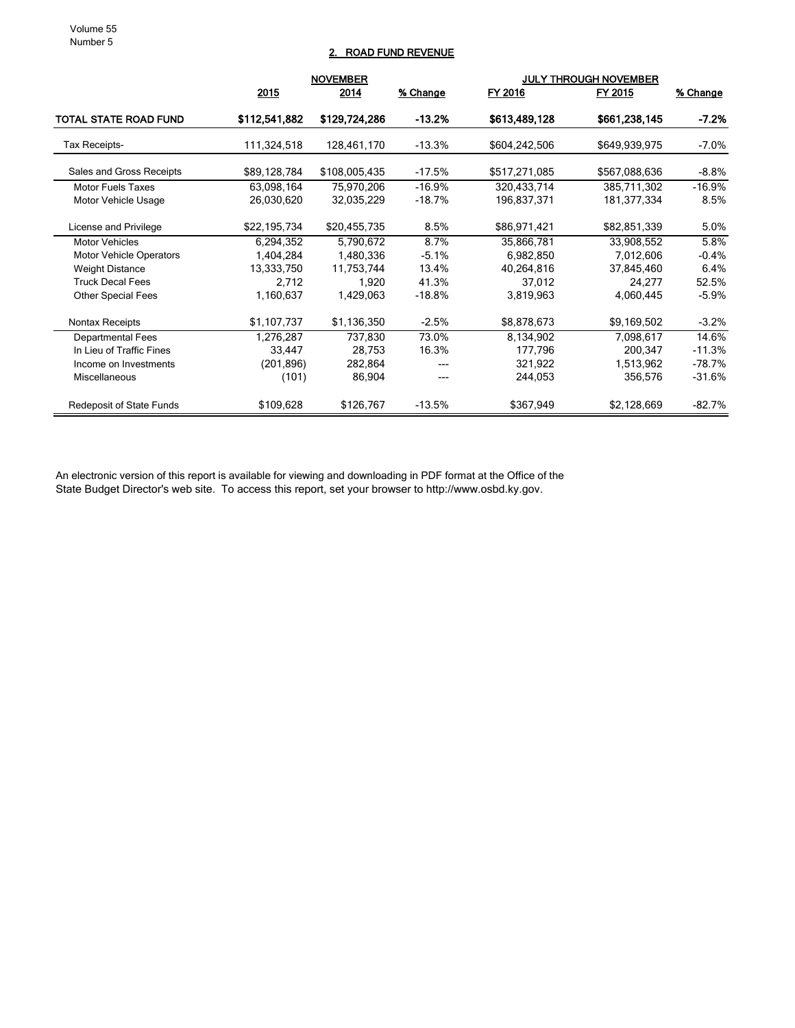## 2. ROAD FUND REVENUE

| | NOVEMBER | | | JULY THROUGH NOVEMBER | | |
|---|---|---|---|---|---|---|
| | 2015 | 2014 | % Change | FY 2016 | FY 2015 | % Change |
| **TOTAL STATE ROAD FUND** | **$112,541,882** | **$129,724,286** | **-13.2%** | **$613,489,128** | **$661,238,145** | **-7.2%** |
| Tax Receipts- | 111,324,518 | 128,461,170 | -13.3% | $604,242,506 | $649,939,975 | -7.0% |
| Sales and Gross Receipts | $89,128,784 | $108,005,435 | -17.5% | $517,271,085 | $567,088,636 | -8.8% |
| Motor Fuels Taxes | 63,098,164 | 75,970,206 | -16.9% | 320,433,714 | 385,711,302 | -16.9% |
| Motor Vehicle Usage | 26,030,620 | 32,035,229 | -18.7% | 196,837,371 | 181,377,334 | 8.5% |
| License and Privilege | $22,195,734 | $20,455,735 | 8.5% | $86,971,421 | $82,851,339 | 5.0% |
| Motor Vehicles | 6,294,352 | 5,790,672 | 8.7% | 35,866,781 | 33,908,552 | 5.8% |
| Motor Vehicle Operators | 1,404,284 | 1,480,336 | -5.1% | 6,982,850 | 7,012,606 | -0.4% |
| Weight Distance | 13,333,750 | 11,753,744 | 13.4% | 40,264,816 | 37,845,460 | 6.4% |
| Truck Decal Fees | 2,712 | 1,920 | 41.3% | 37,012 | 24,277 | 52.5% |
| Other Special Fees | 1,160,637 | 1,429,063 | -18.8% | 3,819,963 | 4,060,445 | -5.9% |
| Nontax Receipts | $1,107,737 | $1,136,350 | -2.5% | $8,878,673 | $9,169,502 | -3.2% |
| Departmental Fees | 1,276,287 | 737,830 | 73.0% | 8,134,902 | 7,098,617 | 14.6% |
| In Lieu of Traffic Fines | 33,447 | 28,753 | 16.3% | 177,796 | 200,347 | -11.3% |
| Income on Investments | (201,896) | 282,864 | --- | 321,922 | 1,513,962 | -78.7% |
| Miscellaneous | (101) | 86,904 | --- | 244,053 | 356,576 | -31.6% |
| Redeposit of State Funds | $109,628 | $126,767 | -13.5% | $367,949 | $2,128,669 | -82.7% |

An electronic version of this report is available for viewing and downloading in PDF format at the Office of the State Budget Director's web site. To access this report, set your browser to http://www.osbd.ky.gov.